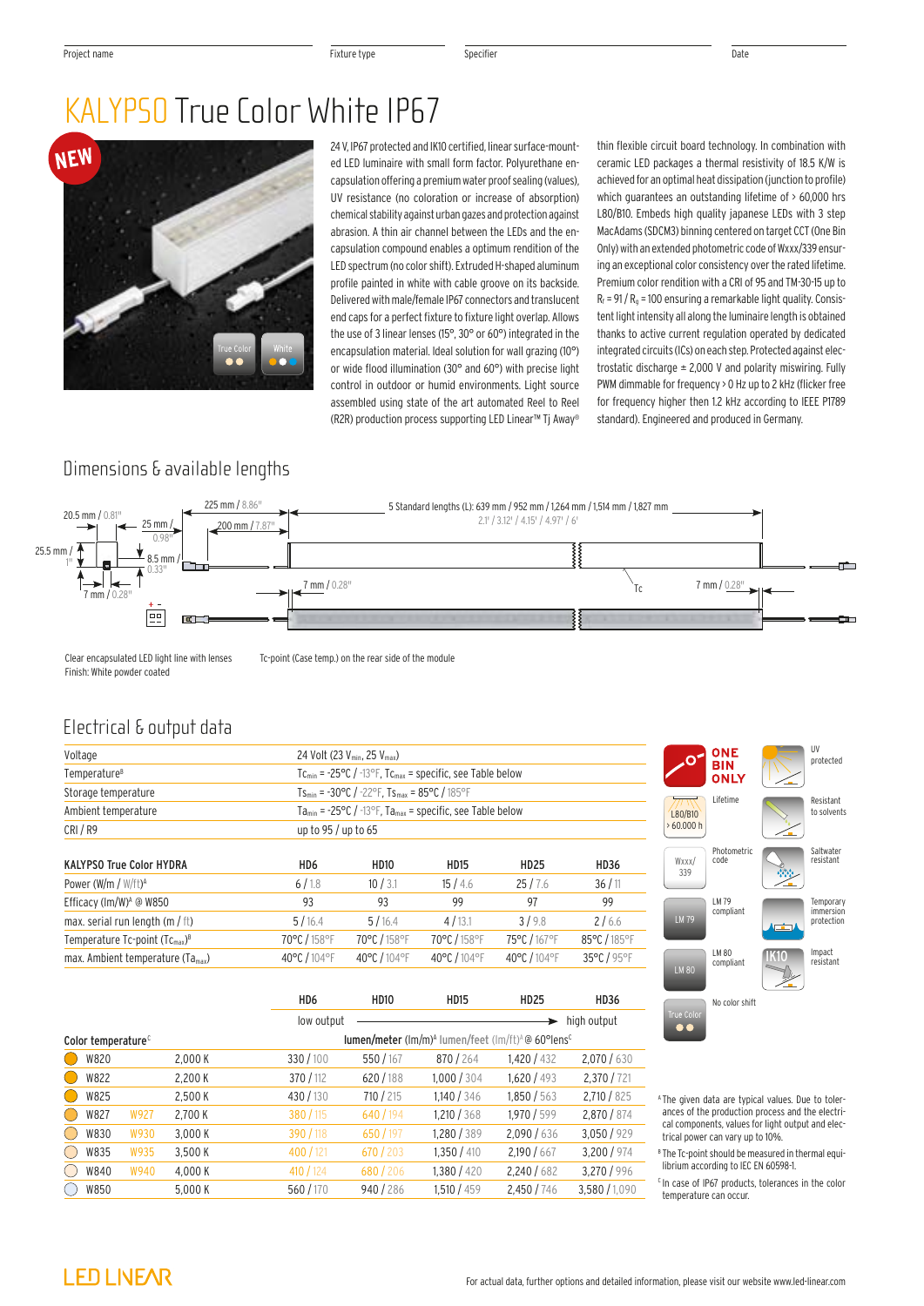Project name | Fixture type | Specifier | Date

# KALYPSO True Color White IP67

NEW

24 V, IP67 protected and IK10 certified, linear surface-mounted LED luminaire with small form factor. Polyurethane encapsulation offering a premium water proof sealing (values), UV resistance (no coloration or increase of absorption) chemical stability against urban gazes and protection against abrasion. A thin air channel between the LEDs and the encapsulation material enables a optimum rendition of the LED spectrum (no color shift). Extruded H-shaped aluminum profile painted in white with cable groove on its backside. Delivered with male/female IP67 connectors and translucent end caps for a perfect fixture to fixture light overlap. Allows the use of 3 linear lenses (15°, 30° or 60°) integrated in the encapsulation material. Ideal solution for wall grazing (10°) or wide flood illumination (30° and 60°) with precise light control in outdoor or humid environments. Light source assembled using state of the art automated Reel to Reel (R2R) production process supporting LED Linear™ Tj Away® thin flexible circuit board technology. In combination with ceramic LED packages a thermal resistivity of 18.5 K/W is achieved for an optimal heat dissipation (junction to profile) which guarantees an outstanding lifetime of > 60,000 hrs L80/B10. Embeds high quality japanese LEDs with 3 step MacAdams (SDCM3) binning centered on target CCT (One Bin Only) with an extended photometric code of Wxxx/339 ensuring an exceptional color consistency over the rated lifetime. Premium color rendition with a CRI of 95 and TM-30-15 up to $R_f$ = 91 / $R_g$ = 100 ensuring a remarkable light quality. Consistent light intensity all along the luminaire length is obtained thanks to active current regulation operated by dedicated integrated circuits (ICs) on each step. Protected against electrostatic discharge ± 2,000 V and polarity miswiring. Fully PWM dimmable for frequency > 0 Hz up to 2 kHz (flicker free for frequency higher then 1.2 kHz according to IEEE P1789 standard). Engineered and produced in Germany.

## Dimensions & available lengths

20.5 mm / 0.81" · 25 mm / 0.98" · 25.5 mm / 1" · 8.5 mm / 0.33" · 7 mm / 0.28" · 225 mm / 8.86" · 200 mm / 7.87" · 5 Standard lengths (L): 639 mm / 952 mm / 1,264 mm / 1,514 mm / 1,827 mm — 2.1' / 3.12' / 4.15' / 4.97' / 6' · 7 mm / 0.28" · Tc · 7 mm / 0.28"

Clear encapsulated LED light line with lenses
Finish: White powder coated

Tc-point (Case temp.) on the rear side of the module

## Electrical & output data

| | |
|---|---|
| Voltage | 24 Volt (23 $V_{min}$, 25 $V_{max}$) |
| Temperature[B] | $Tc_{min}$ = -25°C / -13°F, $Tc_{max}$ = specific, see Table below |
| Storage temperature | $Ts_{min}$ = -30°C / -22°F, $Ts_{max}$ = 85°C / 185°F |
| Ambient temperature | $Ta_{min}$ = -25°C / -13°F, $Ta_{max}$ = specific, see Table below |
| CRI / R9 | up to 95 / up to 65 |

| KALYPSO True Color HYDRA | HD6 | HD10 | HD15 | HD25 | HD36 |
|---|---|---|---|---|---|
| Power (W/m / W/ft)[A] | 6 / 1.8 | 10 / 3.1 | 15 / 4.6 | 25 / 7.6 | 36 / 11 |
| Efficacy (lm/W)[A] @ W850 | 93 | 93 | 99 | 97 | 99 |
| max. serial run length (m / ft) | 5 / 16.4 | 5 / 16.4 | 4 / 13.1 | 3 / 9.8 | 2 / 6.6 |
| Temperature Tc-point ($Tc_{max}$)[B] | 70°C / 158°F | 70°C / 158°F | 70°C / 158°F | 75°C / 167°F | 85°C / 185°F |
| max. Ambient temperature ($Ta_{max}$) | 40°C / 104°F | 40°C / 104°F | 40°C / 104°F | 40°C / 104°F | 35°C / 95°F |

| | | | HD6 | HD10 | HD15 | HD25 | HD36 |
|---|---|---|---|---|---|---|---|
| | | | low output | → | → | → | high output |
| Color temperature[C] | | | lumen/meter (lm/m)[A] lumen/feet (lm/ft)[A] @ 60°lens[C] | | | | |
| W820 | | 2,000 K | 330 / 100 | 550 / 167 | 870 / 264 | 1,420 / 432 | 2,070 / 630 |
| W822 | | 2,200 K | 370 / 112 | 620 / 188 | 1,000 / 304 | 1,620 / 493 | 2,370 / 721 |
| W825 | | 2,500 K | 430 / 130 | 710 / 215 | 1,140 / 346 | 1,850 / 563 | 2,710 / 825 |
| W827 | W927 | 2,700 K | 380 / 115 | 640 / 194 | 1,210 / 368 | 1,970 / 599 | 2,870 / 874 |
| W830 | W930 | 3,000 K | 390 / 118 | 650 / 197 | 1,280 / 389 | 2,090 / 636 | 3,050 / 929 |
| W835 | W935 | 3,500 K | 400 / 121 | 670 / 203 | 1,350 / 410 | 2,190 / 667 | 3,200 / 974 |
| W840 | W940 | 4,000 K | 410 / 124 | 680 / 206 | 1,380 / 420 | 2,240 / 682 | 3,270 / 996 |
| W850 | | 5,000 K | 560 / 170 | 940 / 286 | 1,510 / 459 | 2,450 / 746 | 3,580 / 1,090 |

ONE BIN ONLY · UV protected · L80/B10 > 60.000 h Lifetime · Resistant to solvents · Wxxx/339 Photometric code · Saltwater resistant · LM 79 compliant · Temporary immersion protection · LM 80 compliant · IK10 Impact resistant · True Color No color shift

[A] The given data are typical values. Due to tolerances of the production process and the electrical components, values for light output and electrical power can vary up to 10%.

[B] The Tc-point should be measured in thermal equilibrium according to IEC EN 60598-1.

[C] In case of IP67 products, tolerances in the color temperature can occur.

LED LINEAR

For actual data, further options and detailed information, please visit our website www.led-linear.com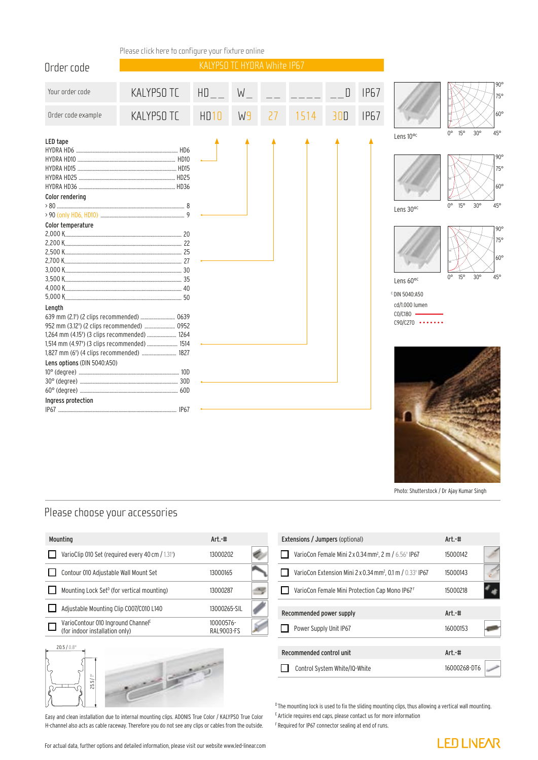## Order code

Please click here to configure your fixture online

**KALYPSO TC HYDRA White IP67**

| | | | | | | | |
|---|---|---|---|---|---|---|---|
| Your order code | KALYPSO TC | HD _ _ | W _ | _ _ | _ _ _ _ | _ _ D | IP67 |
| Order code example | KALYPSO TC | HD10 | W9 | 27 | 1514 | 30D | IP67 |

**LED tape**
- HYDRA HD6 ........ HD6
- HYDRA HD10 ........ HD10
- HYDRA HD15 ........ HD15
- HYDRA HD25 ........ HD25
- HYDRA HD36 ........ HD36

**Color rendering**
- > 80 ........ 8
- > 90 (only HD6, HD10) ........ 9

**Color temperature**
- 2,000 K ........ 20
- 2,200 K ........ 22
- 2,500 K ........ 25
- 2,700 K ........ 27
- 3,000 K ........ 30
- 3,500 K ........ 35
- 4,000 K ........ 40
- 5,000 K ........ 50

**Length**
- 639 mm (2.1') (2 clips recommended) ........ 0639
- 952 mm (3.12') (2 clips recommended) ........ 0952
- 1,264 mm (4.15') (3 clips recommended) ........ 1264
- 1,514 mm (4.97') (3 clips recommended) ........ 1514
- 1,827 mm (6') (4 clips recommended) ........ 1827

**Lens options** (DIN 5040:A50)
- 10° (degree) ........ 10D
- 30° (degree) ........ 30D
- 60° (degree) ........ 60D

**Ingress protection**
- IP67 ........ IP67

Lens 10°[C]

90° 75° 60° 45° 30° 15° 0°

Lens 30°[C]

90° 75° 60° 45° 30° 15° 0°

Lens 60°[C]

90° 75° 60° 45° 30° 15° 0°

[C] DIN 5040:A50
cd/1.000 lumen
C0/C180
C90/C270

Photo: Shutterstock / Dr Ajay Kumar Singh

## Please choose your accessories

| Mounting | Art.-# |
|---|---|
| ☐ VarioClip 010 Set (required every 40 cm / 1.31') | 13000202 |
| ☐ Contour 010 Adjustable Wall Mount Set | 13000165 |
| ☐ Mounting Lock Set[D] (for vertical mounting) | 13000287 |
| ☐ Adjustable Mounting Clip C007/C010 L140 | 13000265-SIL |
| ☐ VarioContour 010 Inground Channel[E] (for indoor installation only) | 10000576-RAL9003-FS |

20.5 / 0.8"

25.5 / 1"

Easy and clean installation due to internal mounting clips. ADONIS True Color / KALYPSO True Color H-channel also acts as cable raceway. Therefore you do not see any clips or cables from the outside.

| Extensions / Jumpers (optional) | Art.-# |
|---|---|
| ☐ VarioCon Female Mini 2 x 0.34 mm², 2 m / 6.56' IP67 | 15000142 |
| ☐ VarioCon Extension Mini 2 x 0.34 mm², 0.1 m / 0.33' IP67 | 15000143 |
| ☐ VarioCon Female Mini Protection Cap Mono IP67[F] | 15000218 |

| Recommended power supply | Art.-# |
|---|---|
| ☐ Power Supply Unit IP67 | 16000153 |

| Recommended control unit | Art.-# |
|---|---|
| ☐ Control System White/IQ-White | 16000268-DT6 |

[D] The mounting lock is used to fix the sliding mounting clips, thus allowing a vertical wall mounting.
[E] Article requires end caps, please contact us for more information
[F] Required for IP67 connector sealing at end of runs.

For actual data, further options and detailed information, please visit our website www.led-linear.com

LED LINEAR